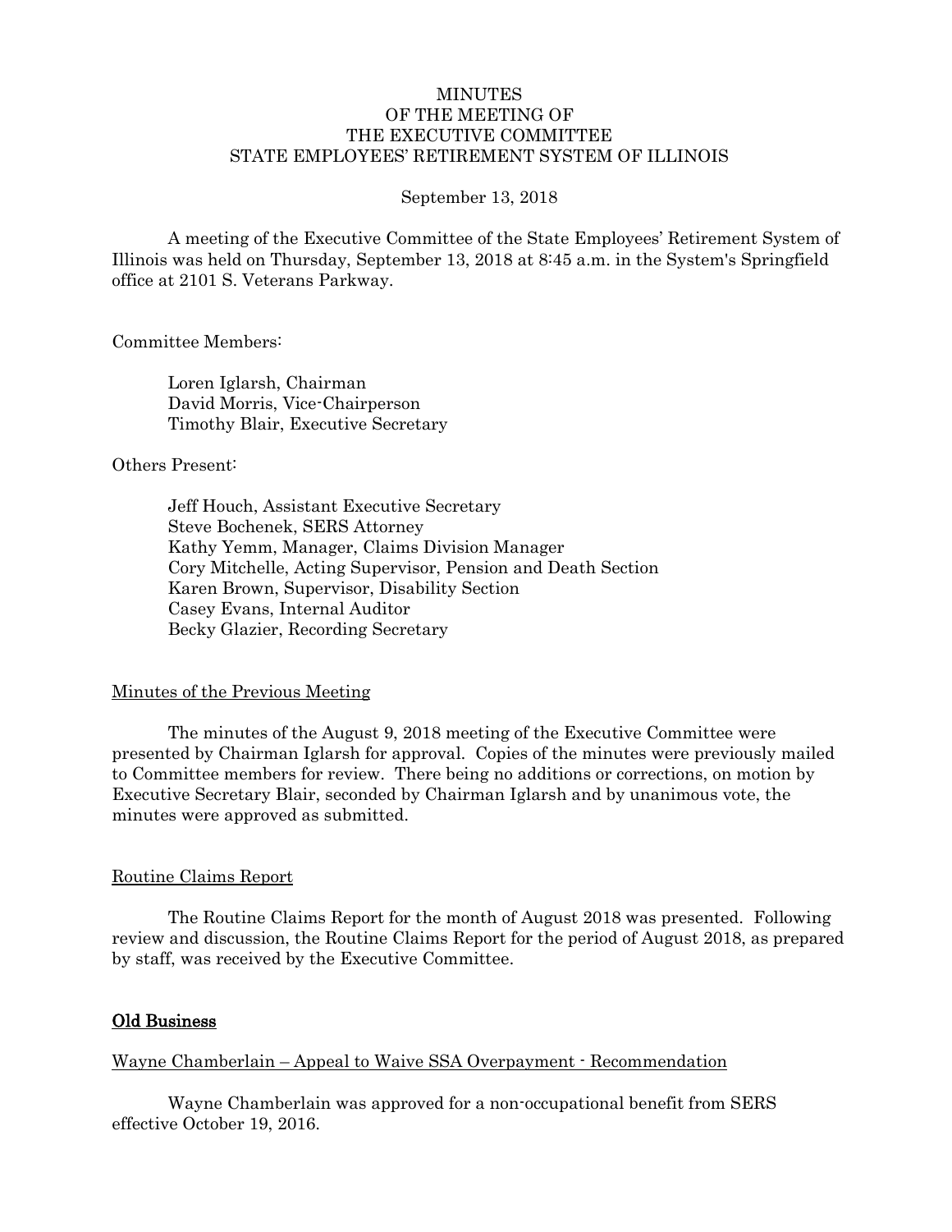# MINUTES
## OF THE MEETING OF
## THE EXECUTIVE COMMITTEE
## STATE EMPLOYEES' RETIREMENT SYSTEM OF ILLINOIS

September 13, 2018

A meeting of the Executive Committee of the State Employees' Retirement System of Illinois was held on Thursday, September 13, 2018 at 8:45 a.m. in the System's Springfield office at 2101 S. Veterans Parkway.

Committee Members:

Loren Iglarsh, Chairman
David Morris, Vice-Chairperson
Timothy Blair, Executive Secretary

Others Present:

Jeff Houch, Assistant Executive Secretary
Steve Bochenek, SERS Attorney
Kathy Yemm, Manager, Claims Division Manager
Cory Mitchelle, Acting Supervisor, Pension and Death Section
Karen Brown, Supervisor, Disability Section
Casey Evans, Internal Auditor
Becky Glazier, Recording Secretary

Minutes of the Previous Meeting

The minutes of the August 9, 2018 meeting of the Executive Committee were presented by Chairman Iglarsh for approval. Copies of the minutes were previously mailed to Committee members for review. There being no additions or corrections, on motion by Executive Secretary Blair, seconded by Chairman Iglarsh and by unanimous vote, the minutes were approved as submitted.

Routine Claims Report

The Routine Claims Report for the month of August 2018 was presented. Following review and discussion, the Routine Claims Report for the period of August 2018, as prepared by staff, was received by the Executive Committee.

**Old Business**

Wayne Chamberlain – Appeal to Waive SSA Overpayment - Recommendation

Wayne Chamberlain was approved for a non-occupational benefit from SERS effective October 19, 2016.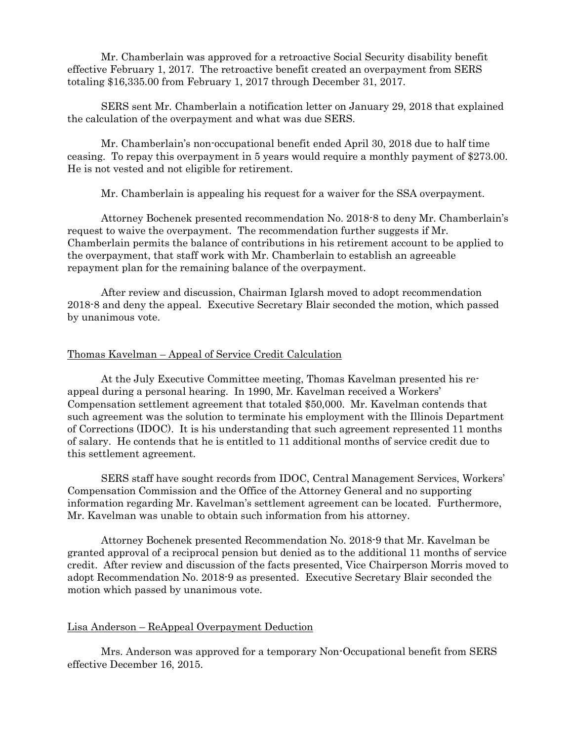Mr. Chamberlain was approved for a retroactive Social Security disability benefit effective February 1, 2017. The retroactive benefit created an overpayment from SERS totaling $16,335.00 from February 1, 2017 through December 31, 2017.

SERS sent Mr. Chamberlain a notification letter on January 29, 2018 that explained the calculation of the overpayment and what was due SERS.

Mr. Chamberlain's non-occupational benefit ended April 30, 2018 due to half time ceasing. To repay this overpayment in 5 years would require a monthly payment of $273.00. He is not vested and not eligible for retirement.

Mr. Chamberlain is appealing his request for a waiver for the SSA overpayment.

Attorney Bochenek presented recommendation No. 2018-8 to deny Mr. Chamberlain's request to waive the overpayment. The recommendation further suggests if Mr. Chamberlain permits the balance of contributions in his retirement account to be applied to the overpayment, that staff work with Mr. Chamberlain to establish an agreeable repayment plan for the remaining balance of the overpayment.

After review and discussion, Chairman Iglarsh moved to adopt recommendation 2018-8 and deny the appeal. Executive Secretary Blair seconded the motion, which passed by unanimous vote.

## Thomas Kavelman – Appeal of Service Credit Calculation

At the July Executive Committee meeting, Thomas Kavelman presented his re-appeal during a personal hearing. In 1990, Mr. Kavelman received a Workers' Compensation settlement agreement that totaled $50,000. Mr. Kavelman contends that such agreement was the solution to terminate his employment with the Illinois Department of Corrections (IDOC). It is his understanding that such agreement represented 11 months of salary. He contends that he is entitled to 11 additional months of service credit due to this settlement agreement.

SERS staff have sought records from IDOC, Central Management Services, Workers' Compensation Commission and the Office of the Attorney General and no supporting information regarding Mr. Kavelman's settlement agreement can be located. Furthermore, Mr. Kavelman was unable to obtain such information from his attorney.

Attorney Bochenek presented Recommendation No. 2018-9 that Mr. Kavelman be granted approval of a reciprocal pension but denied as to the additional 11 months of service credit. After review and discussion of the facts presented, Vice Chairperson Morris moved to adopt Recommendation No. 2018-9 as presented. Executive Secretary Blair seconded the motion which passed by unanimous vote.

## Lisa Anderson – ReAppeal Overpayment Deduction

Mrs. Anderson was approved for a temporary Non-Occupational benefit from SERS effective December 16, 2015.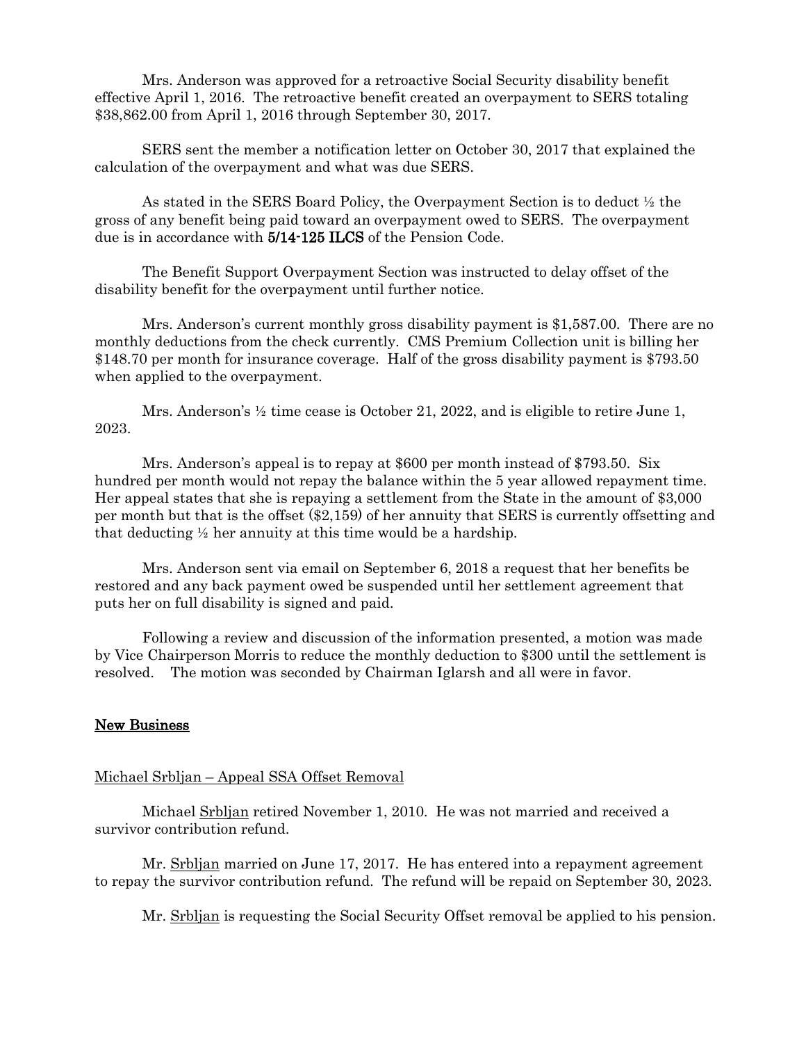Mrs. Anderson was approved for a retroactive Social Security disability benefit effective April 1, 2016. The retroactive benefit created an overpayment to SERS totaling $38,862.00 from April 1, 2016 through September 30, 2017.

SERS sent the member a notification letter on October 30, 2017 that explained the calculation of the overpayment and what was due SERS.

As stated in the SERS Board Policy, the Overpayment Section is to deduct ½ the gross of any benefit being paid toward an overpayment owed to SERS. The overpayment due is in accordance with **5/14-125 ILCS** of the Pension Code.

The Benefit Support Overpayment Section was instructed to delay offset of the disability benefit for the overpayment until further notice.

Mrs. Anderson's current monthly gross disability payment is $1,587.00. There are no monthly deductions from the check currently. CMS Premium Collection unit is billing her $148.70 per month for insurance coverage. Half of the gross disability payment is $793.50 when applied to the overpayment.

Mrs. Anderson's ½ time cease is October 21, 2022, and is eligible to retire June 1, 2023.

Mrs. Anderson's appeal is to repay at $600 per month instead of $793.50. Six hundred per month would not repay the balance within the 5 year allowed repayment time. Her appeal states that she is repaying a settlement from the State in the amount of $3,000 per month but that is the offset ($2,159) of her annuity that SERS is currently offsetting and that deducting ½ her annuity at this time would be a hardship.

Mrs. Anderson sent via email on September 6, 2018 a request that her benefits be restored and any back payment owed be suspended until her settlement agreement that puts her on full disability is signed and paid.

Following a review and discussion of the information presented, a motion was made by Vice Chairperson Morris to reduce the monthly deduction to $300 until the settlement is resolved. The motion was seconded by Chairman Iglarsh and all were in favor.

## New Business

Michael Srbljan – Appeal SSA Offset Removal

Michael Srbljan retired November 1, 2010. He was not married and received a survivor contribution refund.

Mr. Srbljan married on June 17, 2017. He has entered into a repayment agreement to repay the survivor contribution refund. The refund will be repaid on September 30, 2023.

Mr. Srbljan is requesting the Social Security Offset removal be applied to his pension.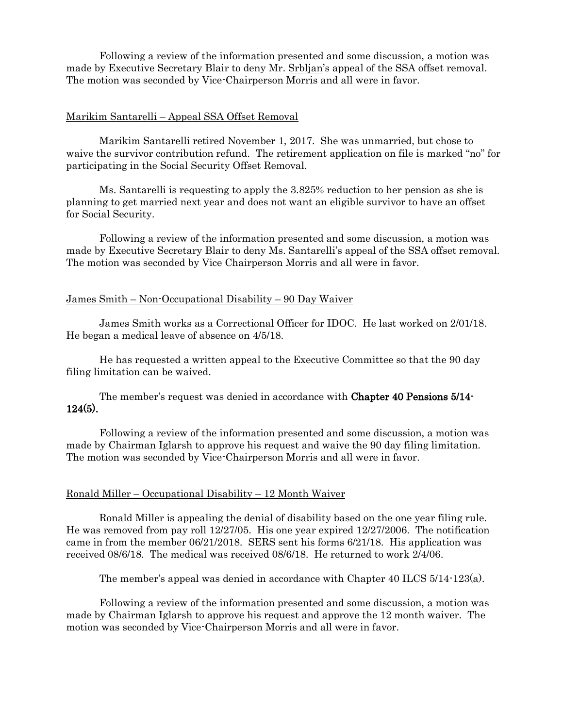Following a review of the information presented and some discussion, a motion was made by Executive Secretary Blair to deny Mr. Srbljan's appeal of the SSA offset removal. The motion was seconded by Vice-Chairperson Morris and all were in favor.

Marikim Santarelli – Appeal SSA Offset Removal

Marikim Santarelli retired November 1, 2017. She was unmarried, but chose to waive the survivor contribution refund. The retirement application on file is marked "no" for participating in the Social Security Offset Removal.

Ms. Santarelli is requesting to apply the 3.825% reduction to her pension as she is planning to get married next year and does not want an eligible survivor to have an offset for Social Security.

Following a review of the information presented and some discussion, a motion was made by Executive Secretary Blair to deny Ms. Santarelli's appeal of the SSA offset removal. The motion was seconded by Vice Chairperson Morris and all were in favor.

James Smith – Non-Occupational Disability – 90 Day Waiver

James Smith works as a Correctional Officer for IDOC. He last worked on 2/01/18. He began a medical leave of absence on 4/5/18.

He has requested a written appeal to the Executive Committee so that the 90 day filing limitation can be waived.

The member's request was denied in accordance with **Chapter 40 Pensions 5/14-124(5).**

Following a review of the information presented and some discussion, a motion was made by Chairman Iglarsh to approve his request and waive the 90 day filing limitation. The motion was seconded by Vice-Chairperson Morris and all were in favor.

Ronald Miller – Occupational Disability – 12 Month Waiver

Ronald Miller is appealing the denial of disability based on the one year filing rule. He was removed from pay roll 12/27/05. His one year expired 12/27/2006. The notification came in from the member 06/21/2018. SERS sent his forms 6/21/18. His application was received 08/6/18. The medical was received 08/6/18. He returned to work 2/4/06.

The member's appeal was denied in accordance with Chapter 40 ILCS 5/14-123(a).

Following a review of the information presented and some discussion, a motion was made by Chairman Iglarsh to approve his request and approve the 12 month waiver. The motion was seconded by Vice-Chairperson Morris and all were in favor.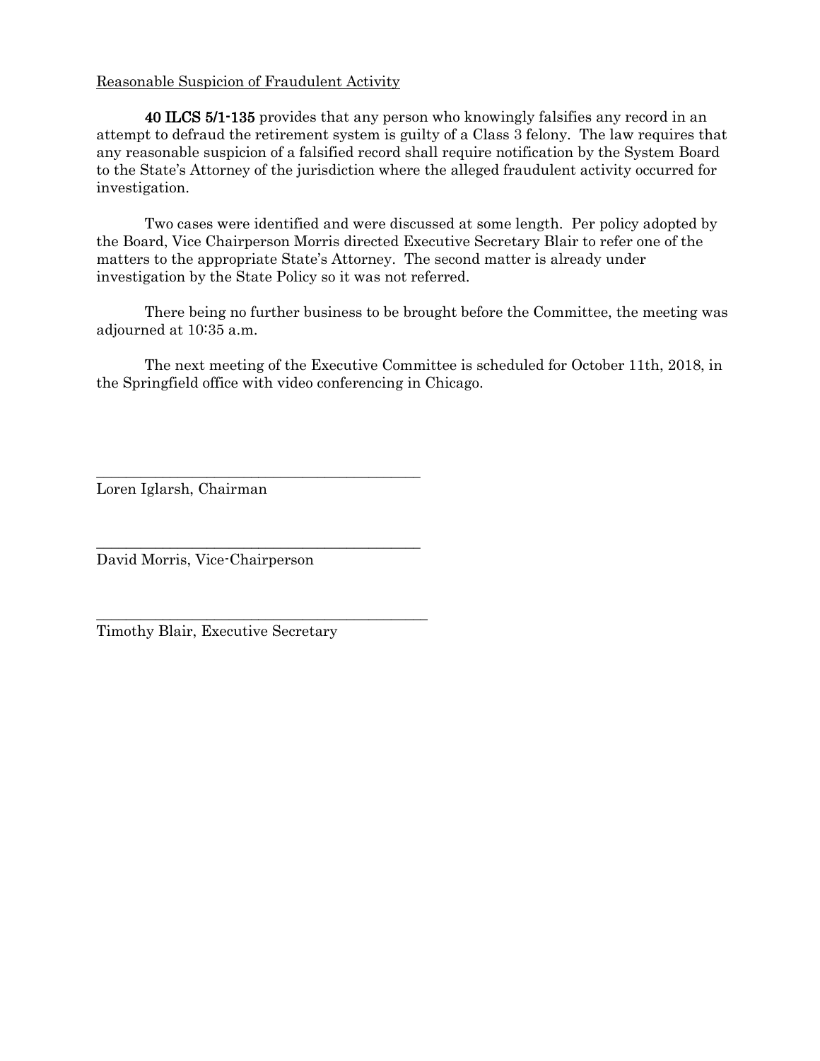Reasonable Suspicion of Fraudulent Activity

**40 ILCS 5/1-135** provides that any person who knowingly falsifies any record in an attempt to defraud the retirement system is guilty of a Class 3 felony. The law requires that any reasonable suspicion of a falsified record shall require notification by the System Board to the State's Attorney of the jurisdiction where the alleged fraudulent activity occurred for investigation.

Two cases were identified and were discussed at some length. Per policy adopted by the Board, Vice Chairperson Morris directed Executive Secretary Blair to refer one of the matters to the appropriate State's Attorney. The second matter is already under investigation by the State Policy so it was not referred.

There being no further business to be brought before the Committee, the meeting was adjourned at 10:35 a.m.

The next meeting of the Executive Committee is scheduled for October 11th, 2018, in the Springfield office with video conferencing in Chicago.

\_\_\_\_\_\_\_\_\_\_\_\_\_\_\_\_\_\_\_\_\_\_\_\_\_\_\_\_\_\_\_\_\_\_\_\_\_\_\_\_\_\_\_\_
Loren Iglarsh, Chairman

\_\_\_\_\_\_\_\_\_\_\_\_\_\_\_\_\_\_\_\_\_\_\_\_\_\_\_\_\_\_\_\_\_\_\_\_\_\_\_\_\_\_\_\_
David Morris, Vice-Chairperson

\_\_\_\_\_\_\_\_\_\_\_\_\_\_\_\_\_\_\_\_\_\_\_\_\_\_\_\_\_\_\_\_\_\_\_\_\_\_\_\_\_\_\_\_
Timothy Blair, Executive Secretary